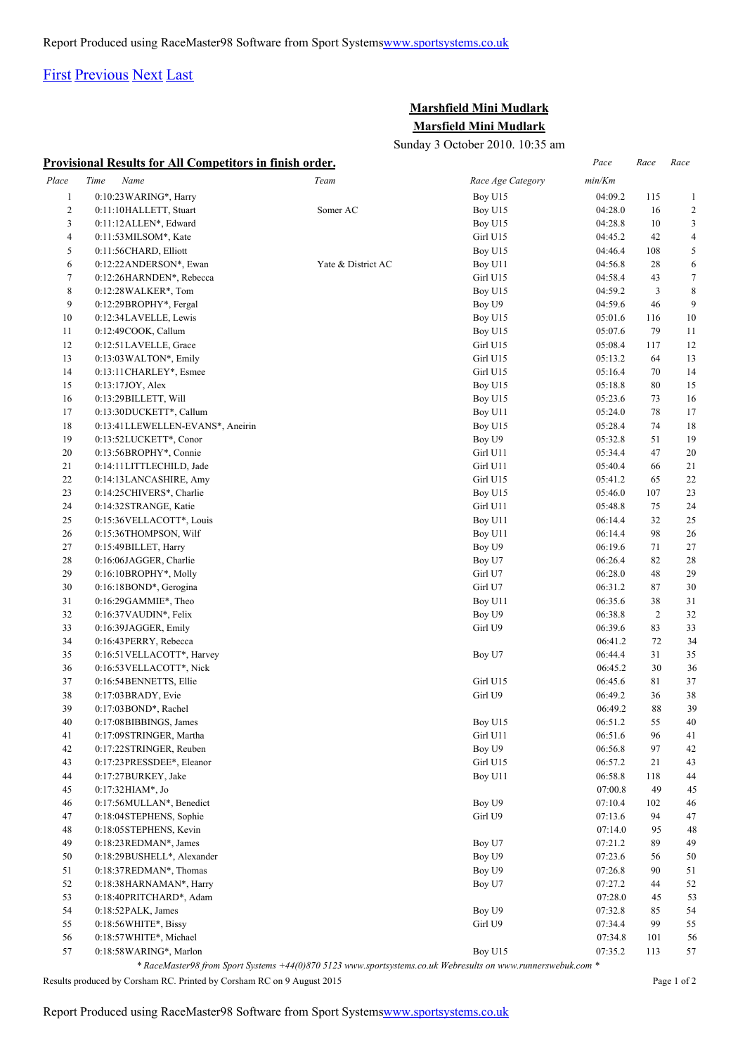Report Produced using RaceMaster98 Software from Sport Systems[www.sportsystems.co.uk](http://www.sportsystems.co.uk)

[First](#) [Previous](#) [Next](#) [Last](#)

## Marshfield Mini Mudlark

## Marsfield Mini Mudlark

Sunday 3 October 2010. 10:35 am

### Provisional Results for All Competitors in finish order.

| Place | Time | Name | Team | Race Age Category | Pace min/Km | Race | Race |
|---|---|---|---|---|---|---|---|
| 1 | 0:10:23 | WARING*, Harry | | Boy U15 | 04:09.2 | 115 | 1 |
| 2 | 0:11:10 | HALLETT, Stuart | Somer AC | Boy U15 | 04:28.0 | 16 | 2 |
| 3 | 0:11:12 | ALLEN*, Edward | | Boy U15 | 04:28.8 | 10 | 3 |
| 4 | 0:11:53 | MILSOM*, Kate | | Girl U15 | 04:45.2 | 42 | 4 |
| 5 | 0:11:56 | CHARD, Elliott | | Boy U15 | 04:46.4 | 108 | 5 |
| 6 | 0:12:22 | ANDERSON*, Ewan | Yate & District AC | Boy U11 | 04:56.8 | 28 | 6 |
| 7 | 0:12:26 | HARNDEN*, Rebecca | | Girl U15 | 04:58.4 | 43 | 7 |
| 8 | 0:12:28 | WALKER*, Tom | | Boy U15 | 04:59.2 | 3 | 8 |
| 9 | 0:12:29 | BROPHY*, Fergal | | Boy U9 | 04:59.6 | 46 | 9 |
| 10 | 0:12:34 | LAVELLE, Lewis | | Boy U15 | 05:01.6 | 116 | 10 |
| 11 | 0:12:49 | COOK, Callum | | Boy U15 | 05:07.6 | 79 | 11 |
| 12 | 0:12:51 | LAVELLE, Grace | | Girl U15 | 05:08.4 | 117 | 12 |
| 13 | 0:13:03 | WALTON*, Emily | | Girl U15 | 05:13.2 | 64 | 13 |
| 14 | 0:13:11 | CHARLEY*, Esmee | | Girl U15 | 05:16.4 | 70 | 14 |
| 15 | 0:13:17 | JOY, Alex | | Boy U15 | 05:18.8 | 80 | 15 |
| 16 | 0:13:29 | BILLETT, Will | | Boy U15 | 05:23.6 | 73 | 16 |
| 17 | 0:13:30 | DUCKETT*, Callum | | Boy U11 | 05:24.0 | 78 | 17 |
| 18 | 0:13:41 | LLEWELLEN-EVANS*, Aneirin | | Boy U15 | 05:28.4 | 74 | 18 |
| 19 | 0:13:52 | LUCKETT*, Conor | | Boy U9 | 05:32.8 | 51 | 19 |
| 20 | 0:13:56 | BROPHY*, Connie | | Girl U11 | 05:34.4 | 47 | 20 |
| 21 | 0:14:11 | LITTLECHILD, Jade | | Girl U11 | 05:40.4 | 66 | 21 |
| 22 | 0:14:13 | LANCASHIRE, Amy | | Girl U15 | 05:41.2 | 65 | 22 |
| 23 | 0:14:25 | CHIVERS*, Charlie | | Boy U15 | 05:46.0 | 107 | 23 |
| 24 | 0:14:32 | STRANGE, Katie | | Girl U11 | 05:48.8 | 75 | 24 |
| 25 | 0:15:36 | VELLACOTT*, Louis | | Boy U11 | 06:14.4 | 32 | 25 |
| 26 | 0:15:36 | THOMPSON, Wilf | | Boy U11 | 06:14.4 | 98 | 26 |
| 27 | 0:15:49 | BILLET, Harry | | Boy U9 | 06:19.6 | 71 | 27 |
| 28 | 0:16:06 | JAGGER, Charlie | | Boy U7 | 06:26.4 | 82 | 28 |
| 29 | 0:16:10 | BROPHY*, Molly | | Girl U7 | 06:28.0 | 48 | 29 |
| 30 | 0:16:18 | BOND*, Gerogina | | Girl U7 | 06:31.2 | 87 | 30 |
| 31 | 0:16:29 | GAMMIE*, Theo | | Boy U11 | 06:35.6 | 38 | 31 |
| 32 | 0:16:37 | VAUDIN*, Felix | | Boy U9 | 06:38.8 | 2 | 32 |
| 33 | 0:16:39 | JAGGER, Emily | | Girl U9 | 06:39.6 | 83 | 33 |
| 34 | 0:16:43 | PERRY, Rebecca | | | 06:41.2 | 72 | 34 |
| 35 | 0:16:51 | VELLACOTT*, Harvey | | Boy U7 | 06:44.4 | 31 | 35 |
| 36 | 0:16:53 | VELLACOTT*, Nick | | | 06:45.2 | 30 | 36 |
| 37 | 0:16:54 | BENNETTS, Ellie | | Girl U15 | 06:45.6 | 81 | 37 |
| 38 | 0:17:03 | BRADY, Evie | | Girl U9 | 06:49.2 | 36 | 38 |
| 39 | 0:17:03 | BOND*, Rachel | | | 06:49.2 | 88 | 39 |
| 40 | 0:17:08 | BIBBINGS, James | | Boy U15 | 06:51.2 | 55 | 40 |
| 41 | 0:17:09 | STRINGER, Martha | | Girl U11 | 06:51.6 | 96 | 41 |
| 42 | 0:17:22 | STRINGER, Reuben | | Boy U9 | 06:56.8 | 97 | 42 |
| 43 | 0:17:23 | PRESSDEE*, Eleanor | | Girl U15 | 06:57.2 | 21 | 43 |
| 44 | 0:17:27 | BURKEY, Jake | | Boy U11 | 06:58.8 | 118 | 44 |
| 45 | 0:17:32 | HIAM*, Jo | | | 07:00.8 | 49 | 45 |
| 46 | 0:17:56 | MULLAN*, Benedict | | Boy U9 | 07:10.4 | 102 | 46 |
| 47 | 0:18:04 | STEPHENS, Sophie | | Girl U9 | 07:13.6 | 94 | 47 |
| 48 | 0:18:05 | STEPHENS, Kevin | | | 07:14.0 | 95 | 48 |
| 49 | 0:18:23 | REDMAN*, James | | Boy U7 | 07:21.2 | 89 | 49 |
| 50 | 0:18:29 | BUSHELL*, Alexander | | Boy U9 | 07:23.6 | 56 | 50 |
| 51 | 0:18:37 | REDMAN*, Thomas | | Boy U9 | 07:26.8 | 90 | 51 |
| 52 | 0:18:38 | HARNAMAN*, Harry | | Boy U7 | 07:27.2 | 44 | 52 |
| 53 | 0:18:40 | PRITCHARD*, Adam | | | 07:28.0 | 45 | 53 |
| 54 | 0:18:52 | PALK, James | | Boy U9 | 07:32.8 | 85 | 54 |
| 55 | 0:18:56 | WHITE*, Bissy | | Girl U9 | 07:34.4 | 99 | 55 |
| 56 | 0:18:57 | WHITE*, Michael | | | 07:34.8 | 101 | 56 |
| 57 | 0:18:58 | WARING*, Marlon | | Boy U15 | 07:35.2 | 113 | 57 |

*\* RaceMaster98 from Sport Systems +44(0)870 5123 www.sportsystems.co.uk Webresults on www.runnerswebuk.com \**

Results produced by Corsham RC. Printed by Corsham RC on 9 August 2015

Report Produced using RaceMaster98 Software from Sport Systems[www.sportsystems.co.uk](http://www.sportsystems.co.uk)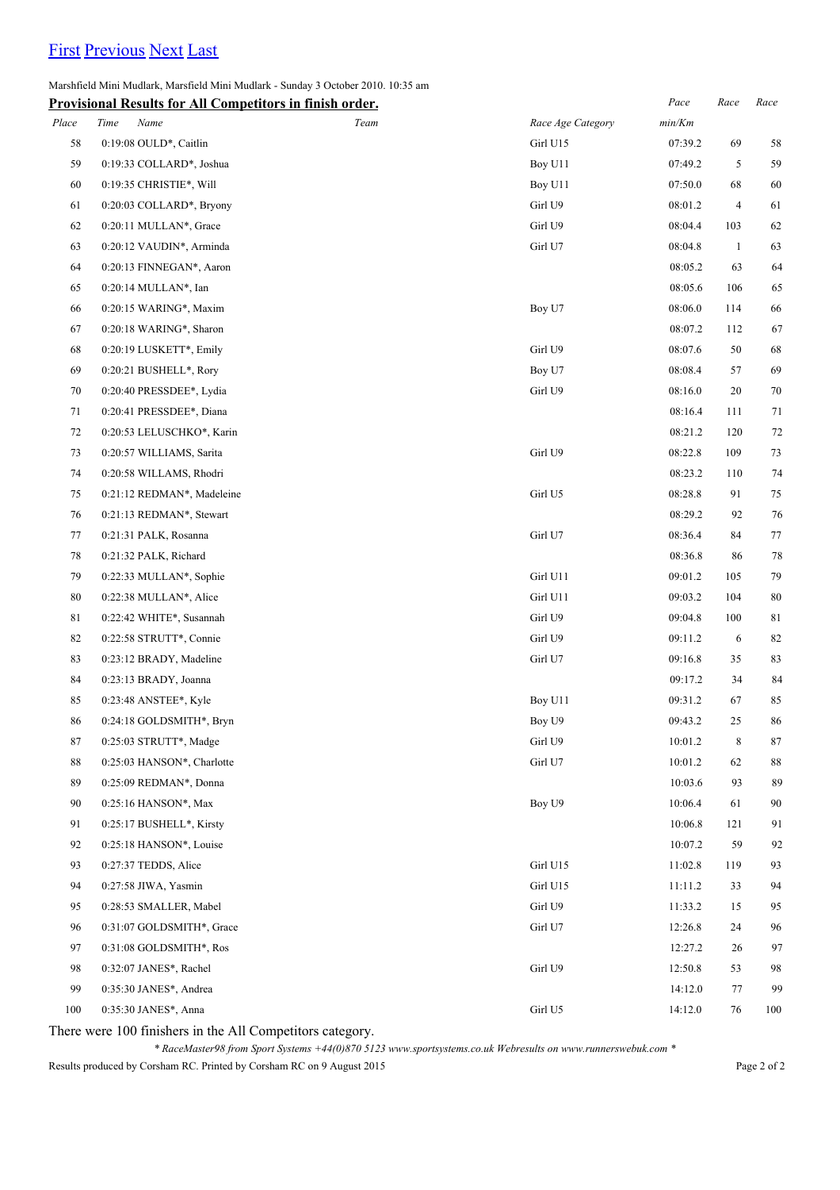First Previous Next Last

Marshfield Mini Mudlark, Marsfield Mini Mudlark - Sunday 3 October 2010. 10:35 am

**Provisional Results for All Competitors in finish order.**

| Place | Time | Name | Team | Race Age Category | Pace min/Km | Race | Race |
|---|---|---|---|---|---|---|---|
| 58 | 0:19:08 | OULD*, Caitlin | | Girl U15 | 07:39.2 | 69 | 58 |
| 59 | 0:19:33 | COLLARD*, Joshua | | Boy U11 | 07:49.2 | 5 | 59 |
| 60 | 0:19:35 | CHRISTIE*, Will | | Boy U11 | 07:50.0 | 68 | 60 |
| 61 | 0:20:03 | COLLARD*, Bryony | | Girl U9 | 08:01.2 | 4 | 61 |
| 62 | 0:20:11 | MULLAN*, Grace | | Girl U9 | 08:04.4 | 103 | 62 |
| 63 | 0:20:12 | VAUDIN*, Arminda | | Girl U7 | 08:04.8 | 1 | 63 |
| 64 | 0:20:13 | FINNEGAN*, Aaron | | | 08:05.2 | 63 | 64 |
| 65 | 0:20:14 | MULLAN*, Ian | | | 08:05.6 | 106 | 65 |
| 66 | 0:20:15 | WARING*, Maxim | | Boy U7 | 08:06.0 | 114 | 66 |
| 67 | 0:20:18 | WARING*, Sharon | | | 08:07.2 | 112 | 67 |
| 68 | 0:20:19 | LUSKETT*, Emily | | Girl U9 | 08:07.6 | 50 | 68 |
| 69 | 0:20:21 | BUSHELL*, Rory | | Boy U7 | 08:08.4 | 57 | 69 |
| 70 | 0:20:40 | PRESSDEE*, Lydia | | Girl U9 | 08:16.0 | 20 | 70 |
| 71 | 0:20:41 | PRESSDEE*, Diana | | | 08:16.4 | 111 | 71 |
| 72 | 0:20:53 | LELUSCHKO*, Karin | | | 08:21.2 | 120 | 72 |
| 73 | 0:20:57 | WILLIAMS, Sarita | | Girl U9 | 08:22.8 | 109 | 73 |
| 74 | 0:20:58 | WILLAMS, Rhodri | | | 08:23.2 | 110 | 74 |
| 75 | 0:21:12 | REDMAN*, Madeleine | | Girl U5 | 08:28.8 | 91 | 75 |
| 76 | 0:21:13 | REDMAN*, Stewart | | | 08:29.2 | 92 | 76 |
| 77 | 0:21:31 | PALK, Rosanna | | Girl U7 | 08:36.4 | 84 | 77 |
| 78 | 0:21:32 | PALK, Richard | | | 08:36.8 | 86 | 78 |
| 79 | 0:22:33 | MULLAN*, Sophie | | Girl U11 | 09:01.2 | 105 | 79 |
| 80 | 0:22:38 | MULLAN*, Alice | | Girl U11 | 09:03.2 | 104 | 80 |
| 81 | 0:22:42 | WHITE*, Susannah | | Girl U9 | 09:04.8 | 100 | 81 |
| 82 | 0:22:58 | STRUTT*, Connie | | Girl U9 | 09:11.2 | 6 | 82 |
| 83 | 0:23:12 | BRADY, Madeline | | Girl U7 | 09:16.8 | 35 | 83 |
| 84 | 0:23:13 | BRADY, Joanna | | | 09:17.2 | 34 | 84 |
| 85 | 0:23:48 | ANSTEE*, Kyle | | Boy U11 | 09:31.2 | 67 | 85 |
| 86 | 0:24:18 | GOLDSMITH*, Bryn | | Boy U9 | 09:43.2 | 25 | 86 |
| 87 | 0:25:03 | STRUTT*, Madge | | Girl U9 | 10:01.2 | 8 | 87 |
| 88 | 0:25:03 | HANSON*, Charlotte | | Girl U7 | 10:01.2 | 62 | 88 |
| 89 | 0:25:09 | REDMAN*, Donna | | | 10:03.6 | 93 | 89 |
| 90 | 0:25:16 | HANSON*, Max | | Boy U9 | 10:06.4 | 61 | 90 |
| 91 | 0:25:17 | BUSHELL*, Kirsty | | | 10:06.8 | 121 | 91 |
| 92 | 0:25:18 | HANSON*, Louise | | | 10:07.2 | 59 | 92 |
| 93 | 0:27:37 | TEDDS, Alice | | Girl U15 | 11:02.8 | 119 | 93 |
| 94 | 0:27:58 | JIWA, Yasmin | | Girl U15 | 11:11.2 | 33 | 94 |
| 95 | 0:28:53 | SMALLER, Mabel | | Girl U9 | 11:33.2 | 15 | 95 |
| 96 | 0:31:07 | GOLDSMITH*, Grace | | Girl U7 | 12:26.8 | 24 | 96 |
| 97 | 0:31:08 | GOLDSMITH*, Ros | | | 12:27.2 | 26 | 97 |
| 98 | 0:32:07 | JANES*, Rachel | | Girl U9 | 12:50.8 | 53 | 98 |
| 99 | 0:35:30 | JANES*, Andrea | | | 14:12.0 | 77 | 99 |
| 100 | 0:35:30 | JANES*, Anna | | Girl U5 | 14:12.0 | 76 | 100 |

There were 100 finishers in the All Competitors category.

*\* RaceMaster98 from Sport Systems +44(0)870 5123 www.sportsystems.co.uk Webresults on www.runnerswebuk.com \**

Results produced by Corsham RC. Printed by Corsham RC on 9 August 2015